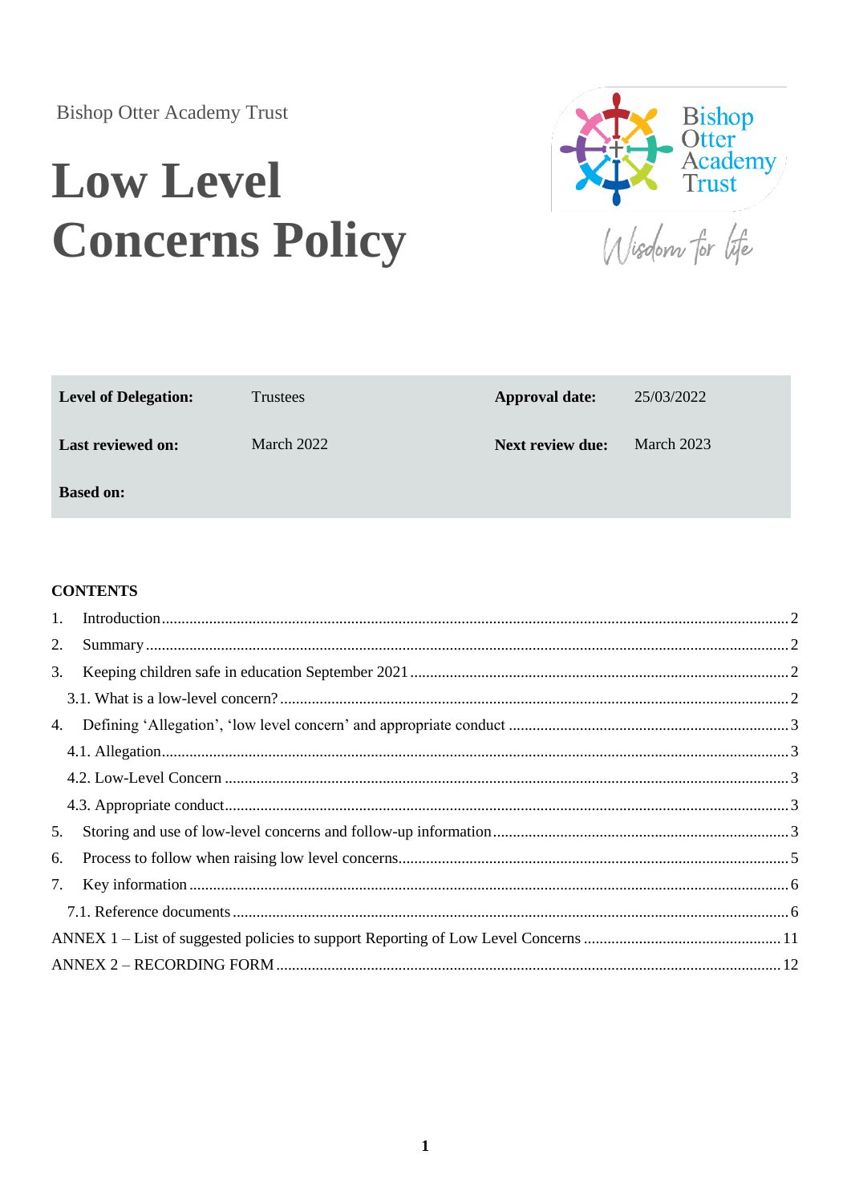Bishop Otter Academy Trust

# Low Level Concerns Policy

Bishop Otter Academy Trust

Wisdom for life

| **Level of Delegation:** | Trustees | **Approval date:** | 25/03/2022 |
| --- | --- | --- | --- |
| **Last reviewed on:** | March 2022 | **Next review due:** | March 2023 |
| **Based on:** | | | |

**CONTENTS**

1. Introduction ..... 2
2. Summary ..... 2
3. Keeping children safe in education September 2021 ..... 2
   - 3.1. What is a low-level concern? ..... 2
4. Defining 'Allegation', 'low level concern' and appropriate conduct ..... 3
   - 4.1. Allegation ..... 3
   - 4.2. Low-Level Concern ..... 3
   - 4.3. Appropriate conduct ..... 3
5. Storing and use of low-level concerns and follow-up information ..... 3
6. Process to follow when raising low level concerns ..... 5
7. Key information ..... 6
   - 7.1. Reference documents ..... 6

ANNEX 1 – List of suggested policies to support Reporting of Low Level Concerns ..... 11

ANNEX 2 – RECORDING FORM ..... 12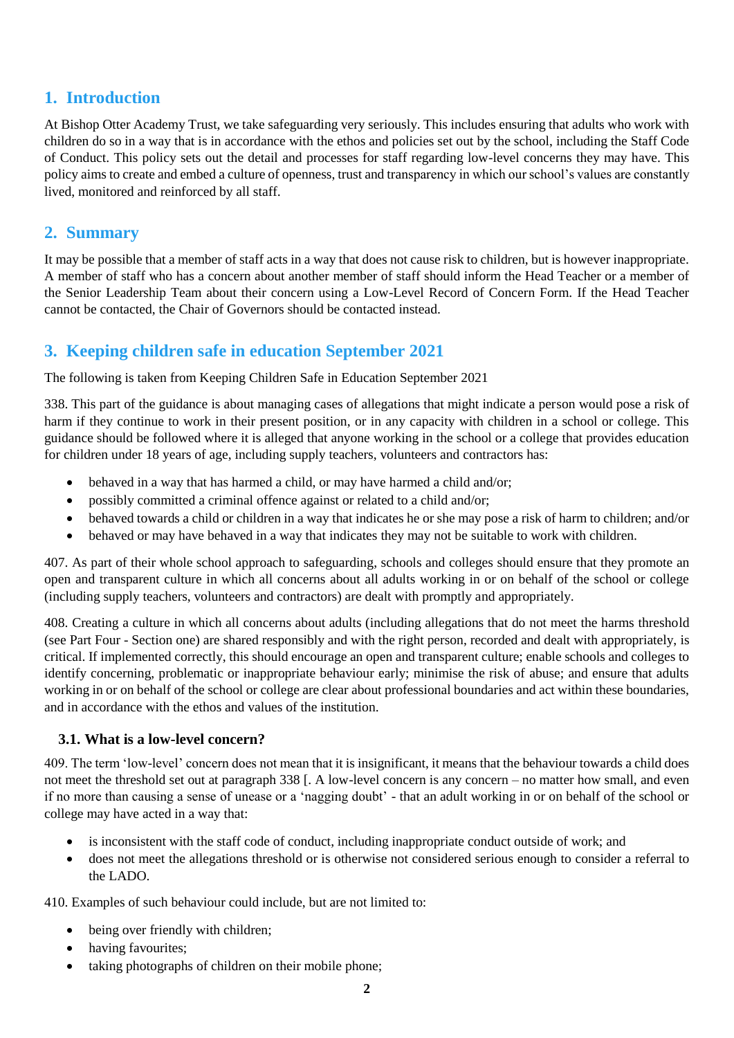## 1. Introduction

At Bishop Otter Academy Trust, we take safeguarding very seriously. This includes ensuring that adults who work with children do so in a way that is in accordance with the ethos and policies set out by the school, including the Staff Code of Conduct. This policy sets out the detail and processes for staff regarding low-level concerns they may have. This policy aims to create and embed a culture of openness, trust and transparency in which our school's values are constantly lived, monitored and reinforced by all staff.

## 2. Summary

It may be possible that a member of staff acts in a way that does not cause risk to children, but is however inappropriate. A member of staff who has a concern about another member of staff should inform the Head Teacher or a member of the Senior Leadership Team about their concern using a Low-Level Record of Concern Form. If the Head Teacher cannot be contacted, the Chair of Governors should be contacted instead.

## 3. Keeping children safe in education September 2021

The following is taken from Keeping Children Safe in Education September 2021

338. This part of the guidance is about managing cases of allegations that might indicate a person would pose a risk of harm if they continue to work in their present position, or in any capacity with children in a school or college. This guidance should be followed where it is alleged that anyone working in the school or a college that provides education for children under 18 years of age, including supply teachers, volunteers and contractors has:

- behaved in a way that has harmed a child, or may have harmed a child and/or;
- possibly committed a criminal offence against or related to a child and/or;
- behaved towards a child or children in a way that indicates he or she may pose a risk of harm to children; and/or
- behaved or may have behaved in a way that indicates they may not be suitable to work with children.

407. As part of their whole school approach to safeguarding, schools and colleges should ensure that they promote an open and transparent culture in which all concerns about all adults working in or on behalf of the school or college (including supply teachers, volunteers and contractors) are dealt with promptly and appropriately.

408. Creating a culture in which all concerns about adults (including allegations that do not meet the harms threshold (see Part Four - Section one) are shared responsibly and with the right person, recorded and dealt with appropriately, is critical. If implemented correctly, this should encourage an open and transparent culture; enable schools and colleges to identify concerning, problematic or inappropriate behaviour early; minimise the risk of abuse; and ensure that adults working in or on behalf of the school or college are clear about professional boundaries and act within these boundaries, and in accordance with the ethos and values of the institution.

### 3.1. What is a low-level concern?

409. The term 'low-level' concern does not mean that it is insignificant, it means that the behaviour towards a child does not meet the threshold set out at paragraph 338 [. A low-level concern is any concern – no matter how small, and even if no more than causing a sense of unease or a 'nagging doubt' - that an adult working in or on behalf of the school or college may have acted in a way that:

- is inconsistent with the staff code of conduct, including inappropriate conduct outside of work; and
- does not meet the allegations threshold or is otherwise not considered serious enough to consider a referral to the LADO.

410. Examples of such behaviour could include, but are not limited to:

- being over friendly with children;
- having favourites;
- taking photographs of children on their mobile phone;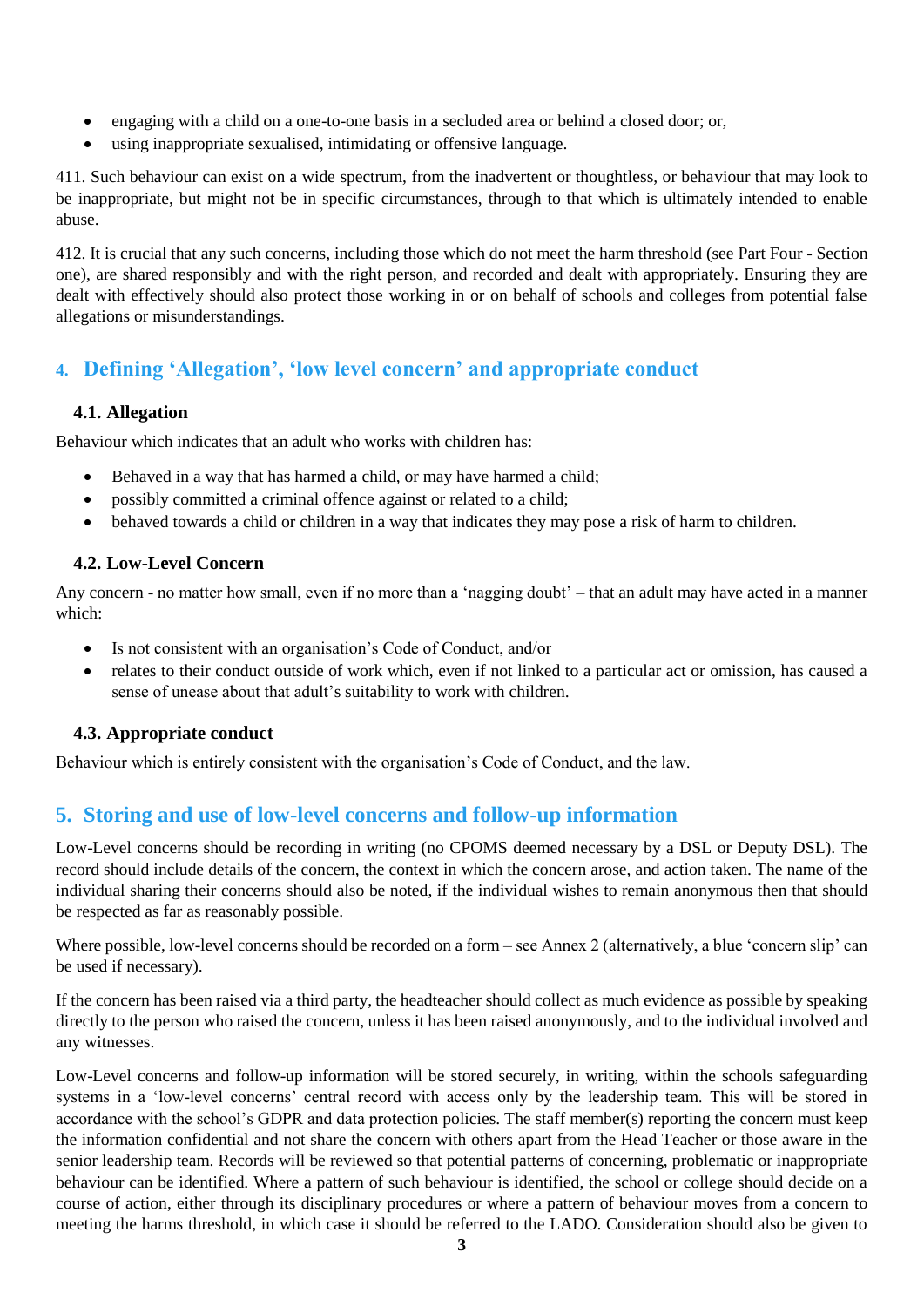- engaging with a child on a one-to-one basis in a secluded area or behind a closed door; or,
- using inappropriate sexualised, intimidating or offensive language.

411. Such behaviour can exist on a wide spectrum, from the inadvertent or thoughtless, or behaviour that may look to be inappropriate, but might not be in specific circumstances, through to that which is ultimately intended to enable abuse.

412. It is crucial that any such concerns, including those which do not meet the harm threshold (see Part Four - Section one), are shared responsibly and with the right person, and recorded and dealt with appropriately. Ensuring they are dealt with effectively should also protect those working in or on behalf of schools and colleges from potential false allegations or misunderstandings.

## 4. Defining 'Allegation', 'low level concern' and appropriate conduct

### 4.1. Allegation

Behaviour which indicates that an adult who works with children has:

- Behaved in a way that has harmed a child, or may have harmed a child;
- possibly committed a criminal offence against or related to a child;
- behaved towards a child or children in a way that indicates they may pose a risk of harm to children.

### 4.2. Low-Level Concern

Any concern - no matter how small, even if no more than a 'nagging doubt' – that an adult may have acted in a manner which:

- Is not consistent with an organisation's Code of Conduct, and/or
- relates to their conduct outside of work which, even if not linked to a particular act or omission, has caused a sense of unease about that adult's suitability to work with children.

### 4.3. Appropriate conduct

Behaviour which is entirely consistent with the organisation's Code of Conduct, and the law.

## 5. Storing and use of low-level concerns and follow-up information

Low-Level concerns should be recording in writing (no CPOMS deemed necessary by a DSL or Deputy DSL). The record should include details of the concern, the context in which the concern arose, and action taken. The name of the individual sharing their concerns should also be noted, if the individual wishes to remain anonymous then that should be respected as far as reasonably possible.

Where possible, low-level concerns should be recorded on a form – see Annex 2 (alternatively, a blue 'concern slip' can be used if necessary).

If the concern has been raised via a third party, the headteacher should collect as much evidence as possible by speaking directly to the person who raised the concern, unless it has been raised anonymously, and to the individual involved and any witnesses.

Low-Level concerns and follow-up information will be stored securely, in writing, within the schools safeguarding systems in a 'low-level concerns' central record with access only by the leadership team. This will be stored in accordance with the school's GDPR and data protection policies. The staff member(s) reporting the concern must keep the information confidential and not share the concern with others apart from the Head Teacher or those aware in the senior leadership team. Records will be reviewed so that potential patterns of concerning, problematic or inappropriate behaviour can be identified. Where a pattern of such behaviour is identified, the school or college should decide on a course of action, either through its disciplinary procedures or where a pattern of behaviour moves from a concern to meeting the harms threshold, in which case it should be referred to the LADO. Consideration should also be given to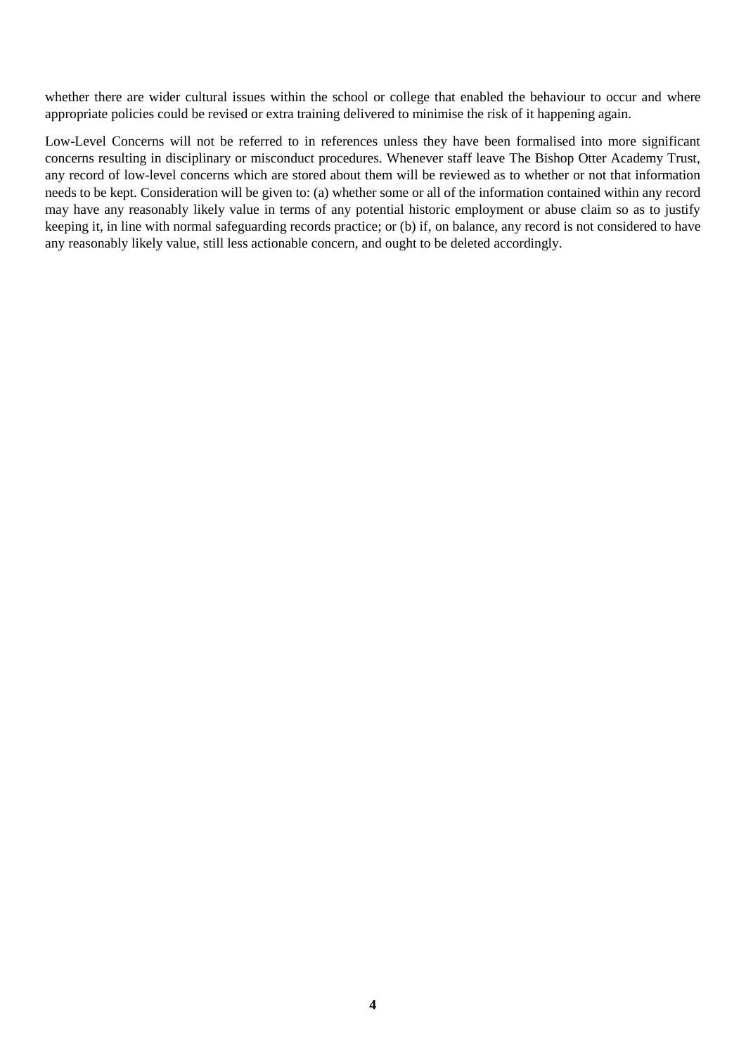whether there are wider cultural issues within the school or college that enabled the behaviour to occur and where appropriate policies could be revised or extra training delivered to minimise the risk of it happening again.

Low-Level Concerns will not be referred to in references unless they have been formalised into more significant concerns resulting in disciplinary or misconduct procedures. Whenever staff leave The Bishop Otter Academy Trust, any record of low-level concerns which are stored about them will be reviewed as to whether or not that information needs to be kept. Consideration will be given to: (a) whether some or all of the information contained within any record may have any reasonably likely value in terms of any potential historic employment or abuse claim so as to justify keeping it, in line with normal safeguarding records practice; or (b) if, on balance, any record is not considered to have any reasonably likely value, still less actionable concern, and ought to be deleted accordingly.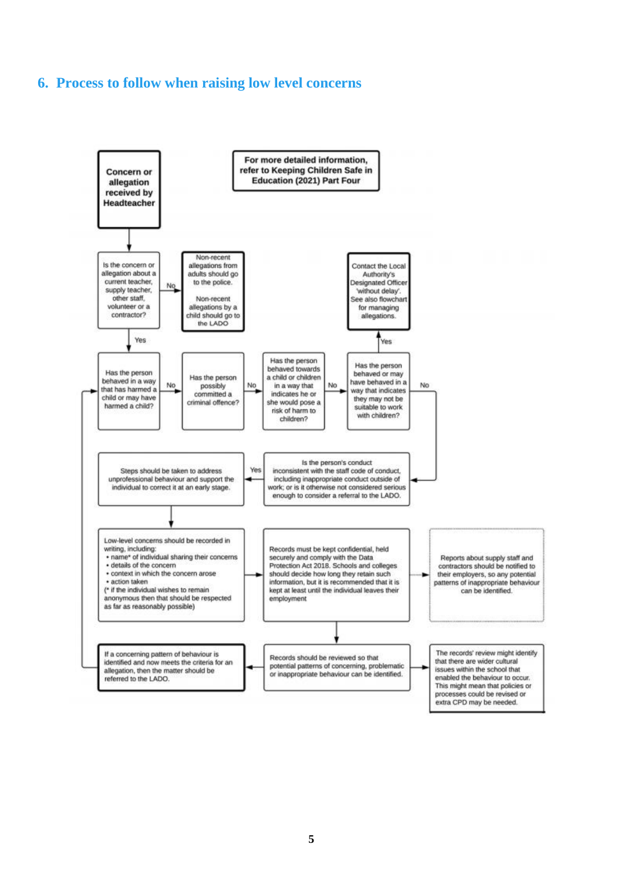## 6. Process to follow when raising low level concerns

**Concern or allegation received by Headteacher**

**For more detailed information, refer to Keeping Children Safe in Education (2021) Part Four**

Is the concern or allegation about a current teacher, supply teacher, other staff, volunteer or a contractor?

- No → Non-recent allegations from adults should go to the police. Non-recent allegations by a child should go to the LADO
- Yes → Has the person behaved in a way that has harmed a child or may have harmed a child?
  - No → Has the person possibly committed a criminal offence?
    - No → Has the person behaved towards a child or children in a way that indicates he or she would pose a risk of harm to children?
      - No → Has the person behaved or may have behaved in a way that indicates they may not be suitable to work with children?
        - Yes → Contact the Local Authority's Designated Officer 'without delay'. See also flowchart for managing allegations.
        - No → Is the person's conduct inconsistent with the staff code of conduct, including inappropriate conduct outside of work; or is it otherwise not considered serious enough to consider a referral to the LADO.
          - Yes → Steps should be taken to address unprofessional behaviour and support the individual to correct it at an early stage.

Low-level concerns should be recorded in writing, including:

- name* of individual sharing their concerns
- details of the concern
- context in which the concern arose
- action taken

(* if the individual wishes to remain anonymous then that should be respected as far as reasonably possible)

Records must be kept confidential, held securely and comply with the Data Protection Act 2018. Schools and colleges should decide how long they retain such information, but it is recommended that it is kept at least until the individual leaves their employment

Reports about supply staff and contractors should be notified to their employers, so any potential patterns of inappropriate behaviour can be identified.

Records should be reviewed so that potential patterns of concerning, problematic or inappropriate behaviour can be identified.

The records' review might identify that there are wider cultural issues within the school that enabled the behaviour to occur. This might mean that policies or processes could be revised or extra CPD may be needed.

If a concerning pattern of behaviour is identified and now meets the criteria for an allegation, then the matter should be referred to the LADO.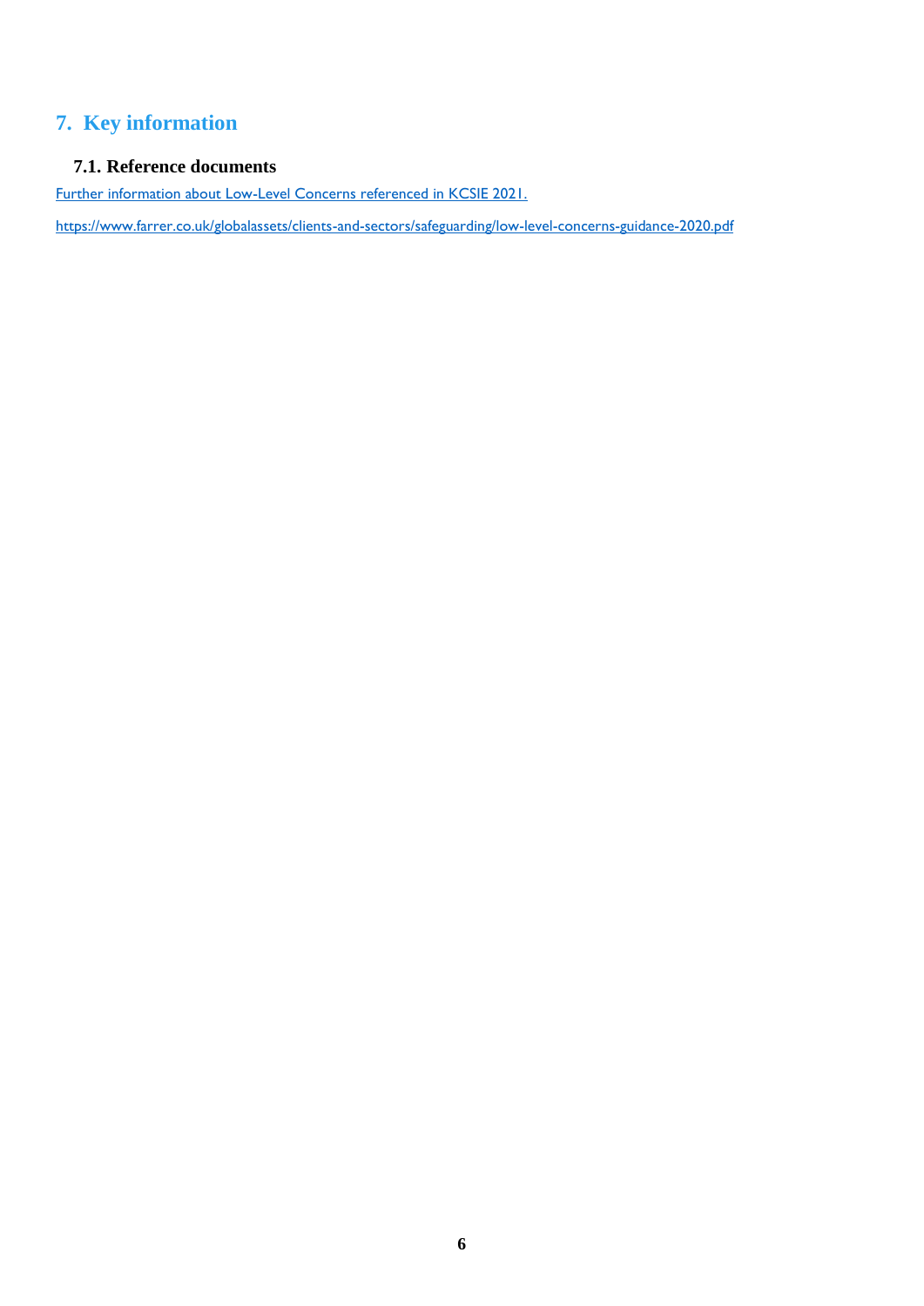# 7. Key information

## 7.1. Reference documents

Further information about Low-Level Concerns referenced in KCSIE 2021.

https://www.farrer.co.uk/globalassets/clients-and-sectors/safeguarding/low-level-concerns-guidance-2020.pdf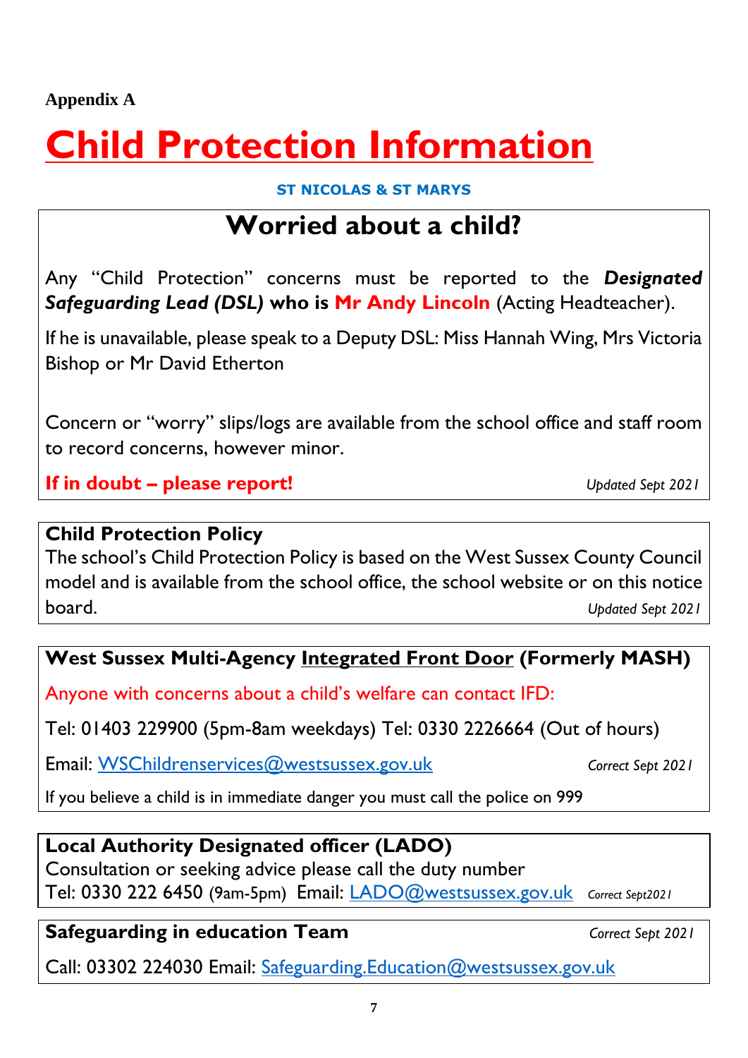**Appendix A**

# Child Protection Information

**ST NICOLAS & ST MARYS**

## Worried about a child?

Any "Child Protection" concerns must be reported to the ***Designated Safeguarding Lead (DSL)*** **who is Mr Andy Lincoln** (Acting Headteacher).

If he is unavailable, please speak to a Deputy DSL: Miss Hannah Wing, Mrs Victoria Bishop or Mr David Etherton

Concern or "worry" slips/logs are available from the school office and staff room to record concerns, however minor.

**If in doubt – please report!**

*Updated Sept 2021*

### Child Protection Policy

The school's Child Protection Policy is based on the West Sussex County Council model and is available from the school office, the school website or on this notice board.

*Updated Sept 2021*

### West Sussex Multi-Agency Integrated Front Door (Formerly MASH)

Anyone with concerns about a child's welfare can contact IFD:

Tel: 01403 229900 (5pm-8am weekdays) Tel: 0330 2226664 (Out of hours)

Email: WSChildrenservices@westsussex.gov.uk

*Correct Sept 2021*

If you believe a child is in immediate danger you must call the police on 999

### Local Authority Designated officer (LADO)

Consultation or seeking advice please call the duty number

Tel: 0330 222 6450 (9am-5pm) Email: LADO@westsussex.gov.uk *Correct Sept2021*

### Safeguarding in education Team

*Correct Sept 2021*

Call: 03302 224030 Email: Safeguarding.Education@westsussex.gov.uk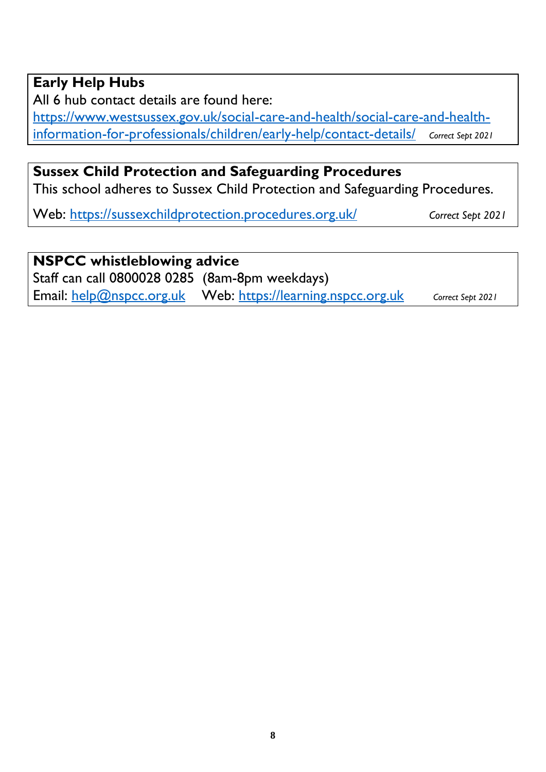**Early Help Hubs**

All 6 hub contact details are found here:
https://www.westsussex.gov.uk/social-care-and-health/social-care-and-health-information-for-professionals/children/early-help/contact-details/ *Correct Sept 2021*

**Sussex Child Protection and Safeguarding Procedures**

This school adheres to Sussex Child Protection and Safeguarding Procedures.

Web: https://sussexchildprotection.procedures.org.uk/ *Correct Sept 2021*

**NSPCC whistleblowing advice**

Staff can call 0800028 0285 (8am-8pm weekdays)
Email: help@nspcc.org.uk Web: https://learning.nspcc.org.uk *Correct Sept 2021*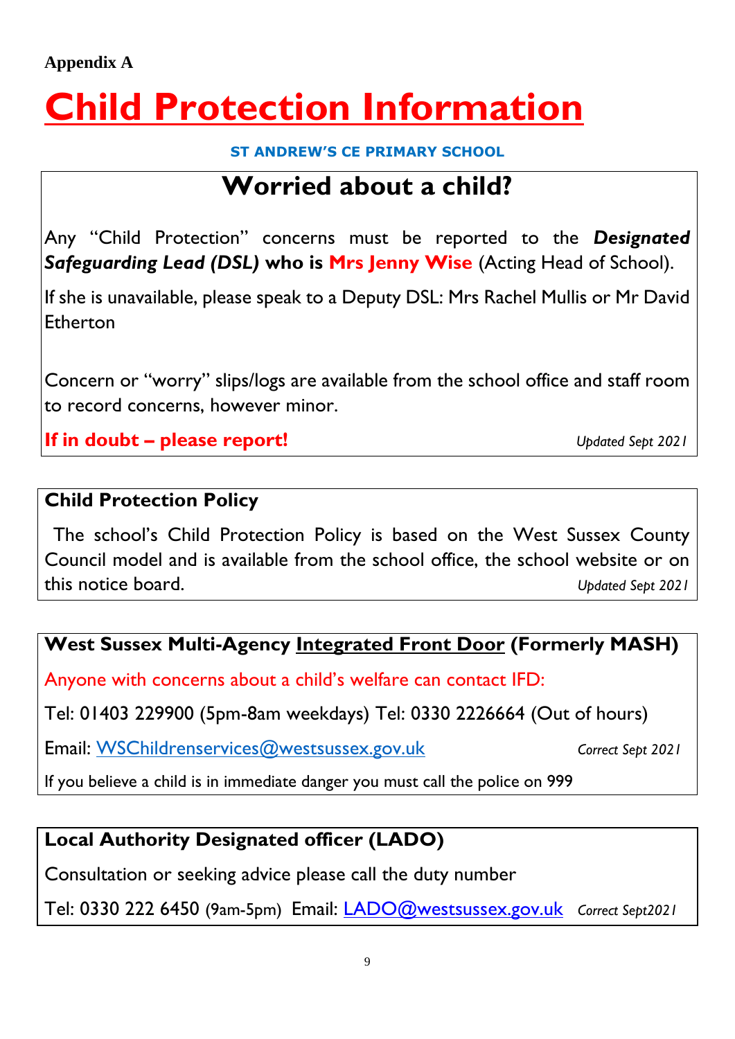**Appendix A**

# Child Protection Information

**ST ANDREW'S CE PRIMARY SCHOOL**

## Worried about a child?

Any "Child Protection" concerns must be reported to the ***Designated Safeguarding Lead (DSL)*** **who is Mrs Jenny Wise** (Acting Head of School).

If she is unavailable, please speak to a Deputy DSL: Mrs Rachel Mullis or Mr David Etherton

Concern or "worry" slips/logs are available from the school office and staff room to record concerns, however minor.

**If in doubt – please report!** *Updated Sept 2021*

### Child Protection Policy

The school's Child Protection Policy is based on the West Sussex County Council model and is available from the school office, the school website or on this notice board. *Updated Sept 2021*

### West Sussex Multi-Agency Integrated Front Door (Formerly MASH)

Anyone with concerns about a child's welfare can contact IFD:

Tel: 01403 229900 (5pm-8am weekdays) Tel: 0330 2226664 (Out of hours)

Email: WSChildrenservices@westsussex.gov.uk *Correct Sept 2021*

If you believe a child is in immediate danger you must call the police on 999

### Local Authority Designated officer (LADO)

Consultation or seeking advice please call the duty number

Tel: 0330 222 6450 (9am-5pm) Email: LADO@westsussex.gov.uk *Correct Sept2021*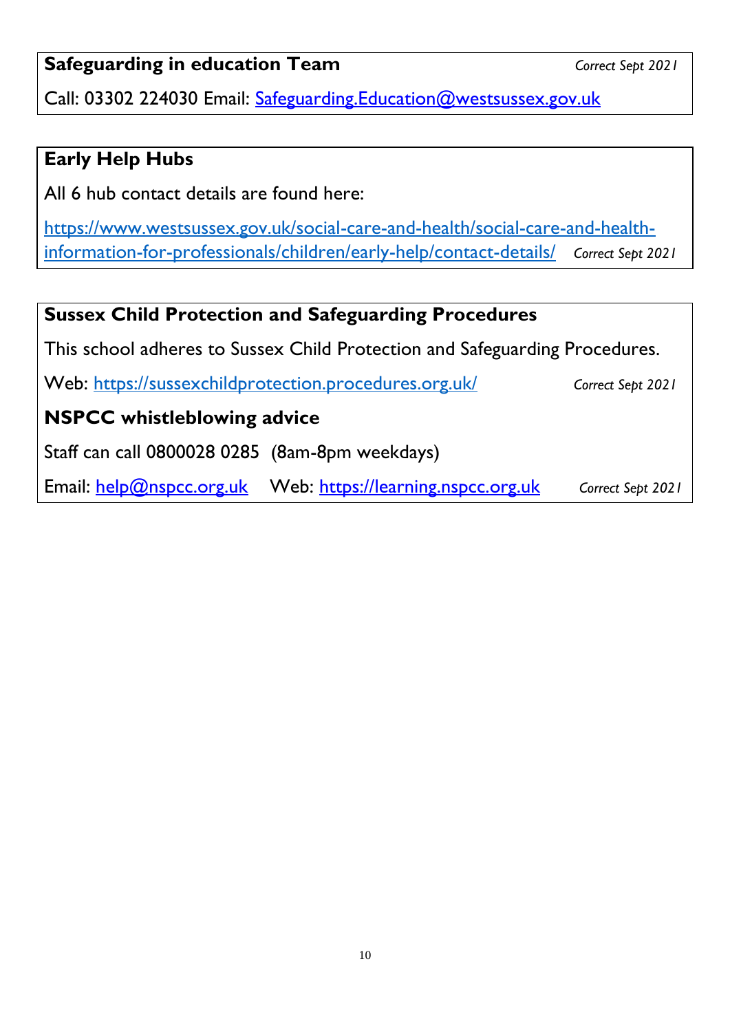**Safeguarding in education Team** *Correct Sept 2021*

Call: 03302 224030 Email: Safeguarding.Education@westsussex.gov.uk

**Early Help Hubs**

All 6 hub contact details are found here:

https://www.westsussex.gov.uk/social-care-and-health/social-care-and-health-information-for-professionals/children/early-help/contact-details/ *Correct Sept 2021*

**Sussex Child Protection and Safeguarding Procedures**

This school adheres to Sussex Child Protection and Safeguarding Procedures.

Web: https://sussexchildprotection.procedures.org.uk/ *Correct Sept 2021*

**NSPCC whistleblowing advice**

Staff can call 0800028 0285 (8am-8pm weekdays)

Email: help@nspcc.org.uk Web: https://learning.nspcc.org.uk *Correct Sept 2021*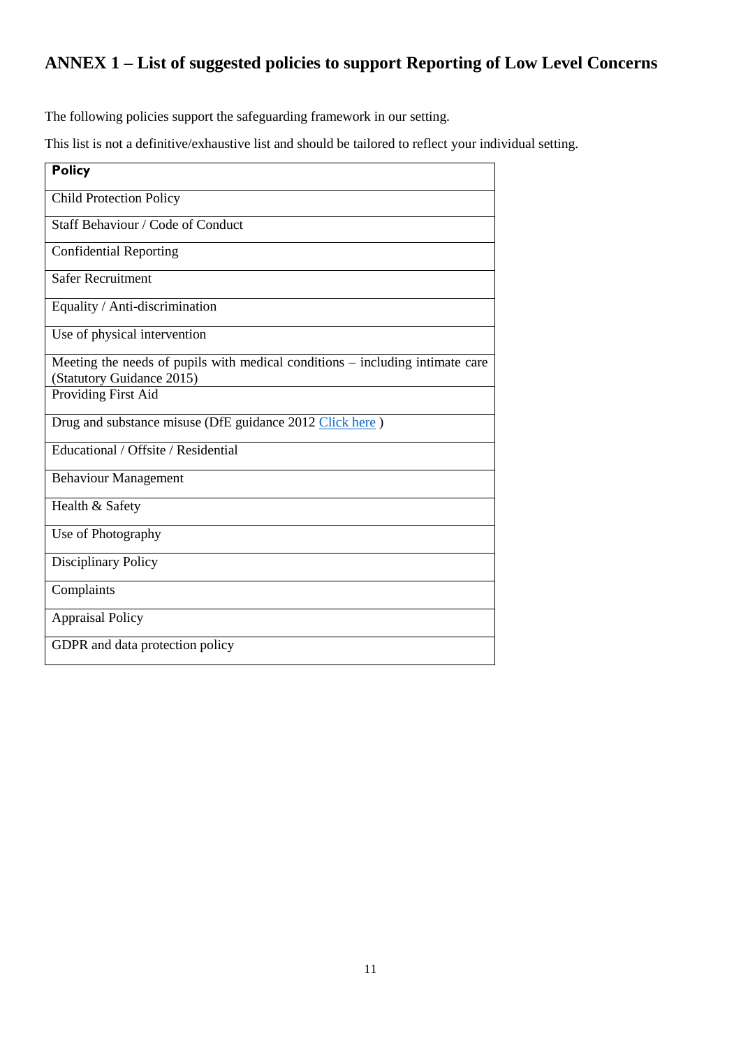# ANNEX 1 – List of suggested policies to support Reporting of Low Level Concerns

The following policies support the safeguarding framework in our setting.

This list is not a definitive/exhaustive list and should be tailored to reflect your individual setting.

| Policy |
| --- |
| Child Protection Policy |
| Staff Behaviour / Code of Conduct |
| Confidential Reporting |
| Safer Recruitment |
| Equality / Anti-discrimination |
| Use of physical intervention |
| Meeting the needs of pupils with medical conditions – including intimate care (Statutory Guidance 2015) |
| Providing First Aid |
| Drug and substance misuse (DfE guidance 2012 Click here ) |
| Educational / Offsite / Residential |
| Behaviour Management |
| Health & Safety |
| Use of Photography |
| Disciplinary Policy |
| Complaints |
| Appraisal Policy |
| GDPR and data protection policy |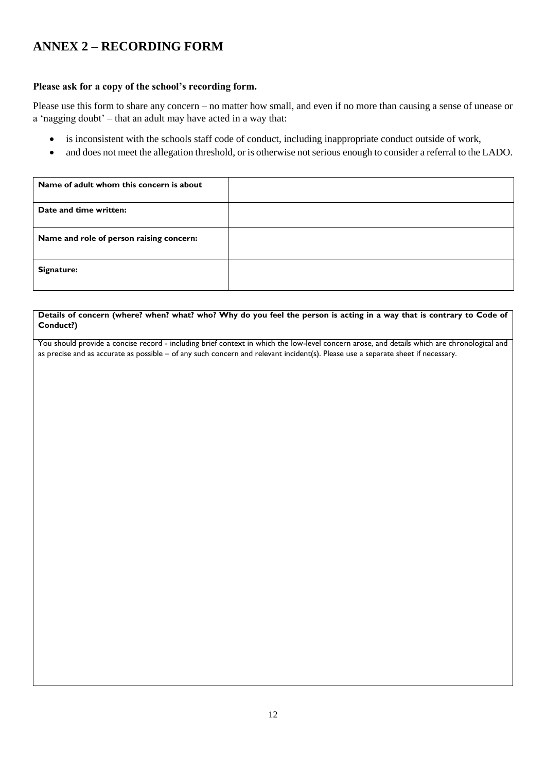## ANNEX 2 – RECORDING FORM

**Please ask for a copy of the school's recording form.**

Please use this form to share any concern – no matter how small, and even if no more than causing a sense of unease or a 'nagging doubt' – that an adult may have acted in a way that:

- is inconsistent with the schools staff code of conduct, including inappropriate conduct outside of work,
- and does not meet the allegation threshold, or is otherwise not serious enough to consider a referral to the LADO.

| **Name of adult whom this concern is about** | |
|---|---|
| **Date and time written:** | |
| **Name and role of person raising concern:** | |
| **Signature:** | |

| **Details of concern (where? when? what? who? Why do you feel the person is acting in a way that is contrary to Code of Conduct?)** |
|---|
| You should provide a concise record - including brief context in which the low-level concern arose, and details which are chronological and as precise and as accurate as possible – of any such concern and relevant incident(s). Please use a separate sheet if necessary. |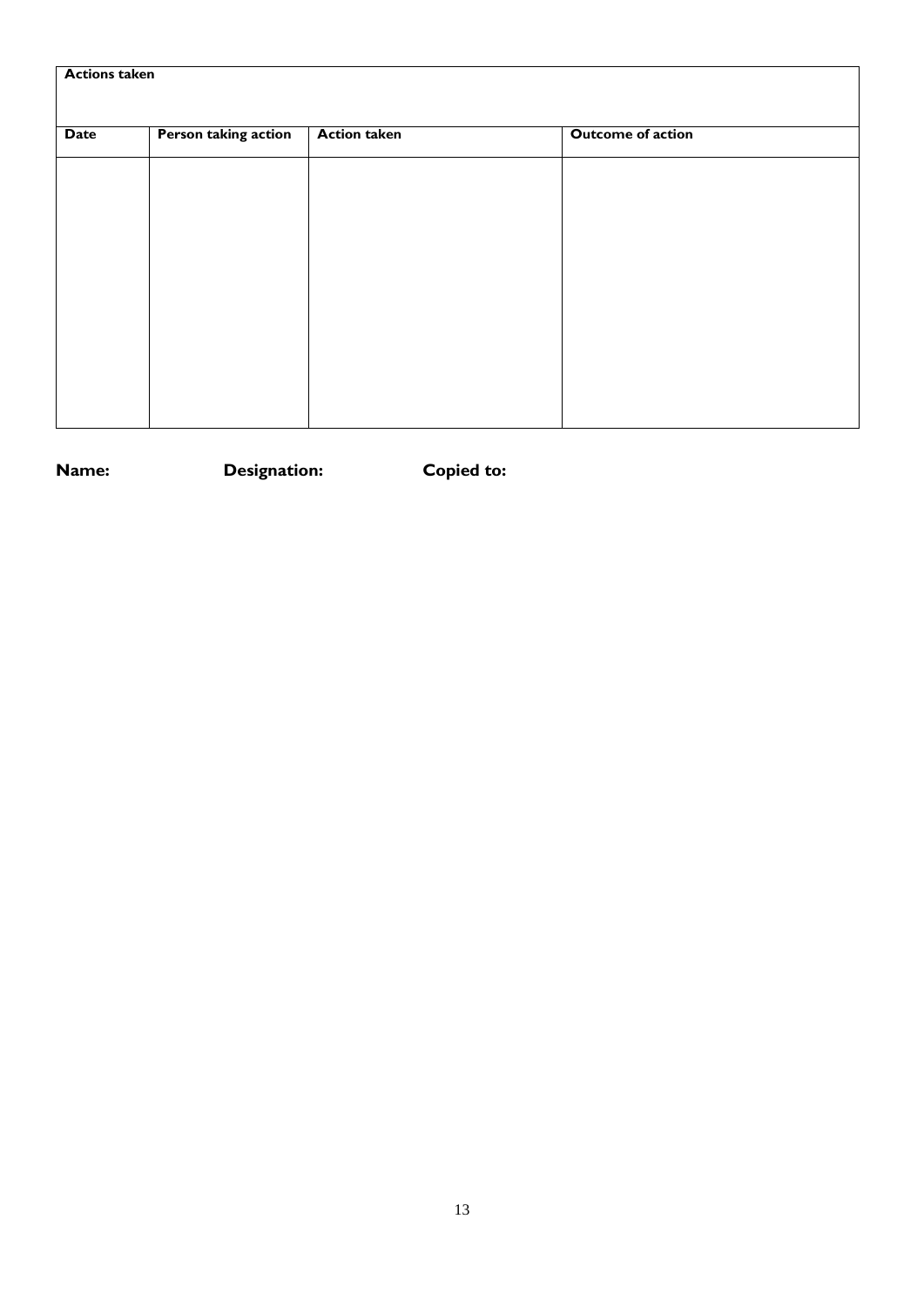| **Actions taken** | | | |
|---|---|---|---|
| **Date** | **Person taking action** | **Action taken** | **Outcome of action** |
| | | | |

**Name:** **Designation:** **Copied to:**